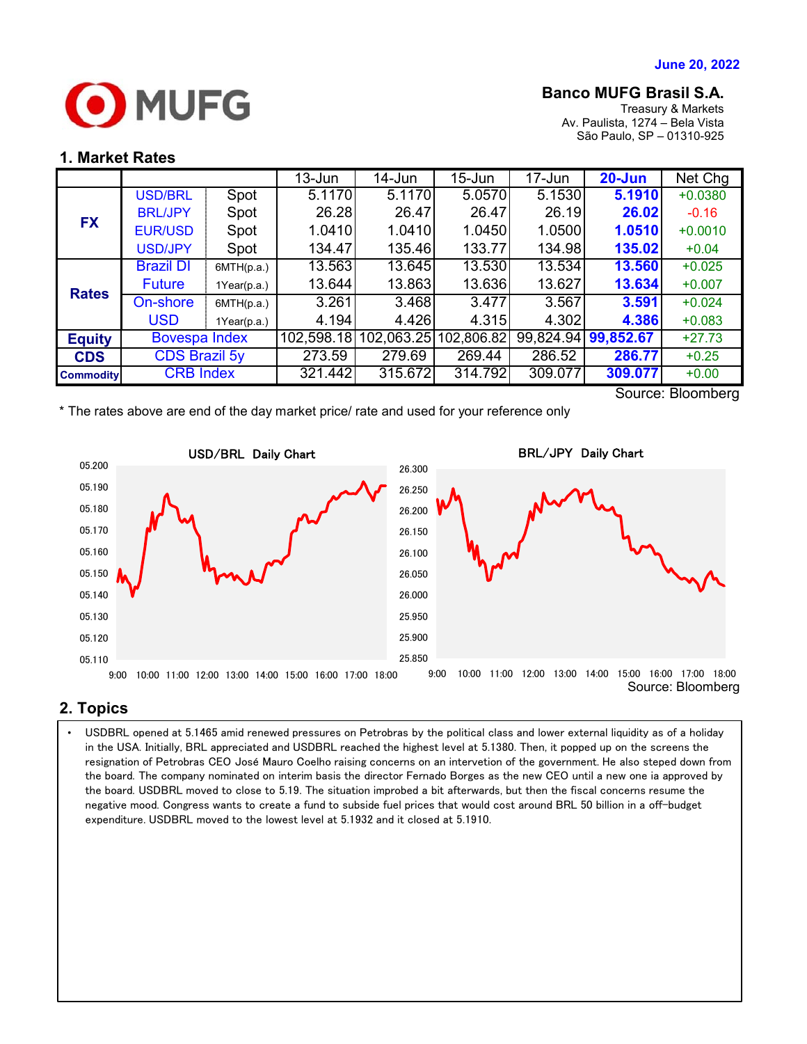June 20, 2022

**Banco MUFG Brasil S.A.**
Treasury & Markets
Av. Paulista, 1274 – Bela Vista
São Paulo, SP – 01310-925

## 1. Market Rates

| | | | 13-Jun | 14-Jun | 15-Jun | 17-Jun | 20-Jun | Net Chg |
|---|---|---|---|---|---|---|---|---|
| FX | USD/BRL | Spot | 5.1170 | 5.1170 | 5.0570 | 5.1530 | 5.1910 | +0.0380 |
| | BRL/JPY | Spot | 26.28 | 26.47 | 26.47 | 26.19 | 26.02 | -0.16 |
| | EUR/USD | Spot | 1.0410 | 1.0410 | 1.0450 | 1.0500 | 1.0510 | +0.0010 |
| | USD/JPY | Spot | 134.47 | 135.46 | 133.77 | 134.98 | 135.02 | +0.04 |
| Rates | Brazil DI Future | 6MTH(p.a.) | 13.563 | 13.645 | 13.530 | 13.534 | 13.560 | +0.025 |
| | | 1Year(p.a.) | 13.644 | 13.863 | 13.636 | 13.627 | 13.634 | +0.007 |
| | On-shore USD | 6MTH(p.a.) | 3.261 | 3.468 | 3.477 | 3.567 | 3.591 | +0.024 |
| | | 1Year(p.a.) | 4.194 | 4.426 | 4.315 | 4.302 | 4.386 | +0.083 |
| Equity | Bovespa Index | | 102,598.18 | 102,063.25 | 102,806.82 | 99,824.94 | 99,852.67 | +27.73 |
| CDS | CDS Brazil 5y | | 273.59 | 279.69 | 269.44 | 286.52 | 286.77 | +0.25 |
| Commodity | CRB Index | | 321.442 | 315.672 | 314.792 | 309.077 | 309.077 | +0.00 |

Source: Bloomberg

* The rates above are end of the day market price/ rate and used for your reference only

USD/BRL Daily Chart

BRL/JPY Daily Chart

Source: Bloomberg

## 2. Topics

- USDBRL opened at 5.1465 amid renewed pressures on Petrobras by the political class and lower external liquidity as of a holiday in the USA. Initially, BRL appreciated and USDBRL reached the highest level at 5.1380. Then, it popped up on the screens the resignation of Petrobras CEO José Mauro Coelho raising concerns on an intervention of the government. He also steped down from the board. The company nominated on interim basis the director Fernado Borges as the new CEO until a new one ia approved by the board. USDBRL moved to close to 5.19. The situation improbed a bit afterwards, but then the fiscal concerns resume the negative mood. Congress wants to create a fund to subside fuel prices that would cost around BRL 50 billion in a off-budget expenditure. USDBRL moved to the lowest level at 5.1932 and it closed at 5.1910.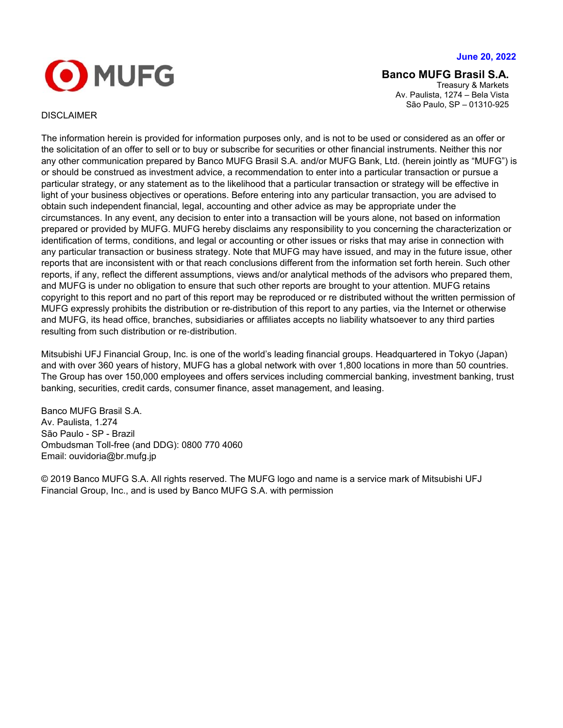**June 20, 2022**

MUFG

**Banco MUFG Brasil S.A.**
Treasury & Markets
Av. Paulista, 1274 – Bela Vista
São Paulo, SP – 01310-925

DISCLAIMER

The information herein is provided for information purposes only, and is not to be used or considered as an offer or the solicitation of an offer to sell or to buy or subscribe for securities or other financial instruments. Neither this nor any other communication prepared by Banco MUFG Brasil S.A. and/or MUFG Bank, Ltd. (herein jointly as "MUFG") is or should be construed as investment advice, a recommendation to enter into a particular transaction or pursue a particular strategy, or any statement as to the likelihood that a particular transaction or strategy will be effective in light of your business objectives or operations. Before entering into any particular transaction, you are advised to obtain such independent financial, legal, accounting and other advice as may be appropriate under the circumstances. In any event, any decision to enter into a transaction will be yours alone, not based on information prepared or provided by MUFG. MUFG hereby disclaims any responsibility to you concerning the characterization or identification of terms, conditions, and legal or accounting or other issues or risks that may arise in connection with any particular transaction or business strategy. Note that MUFG may have issued, and may in the future issue, other reports that are inconsistent with or that reach conclusions different from the information set forth herein. Such other reports, if any, reflect the different assumptions, views and/or analytical methods of the advisors who prepared them, and MUFG is under no obligation to ensure that such other reports are brought to your attention. MUFG retains copyright to this report and no part of this report may be reproduced or re distributed without the written permission of MUFG expressly prohibits the distribution or re-distribution of this report to any parties, via the Internet or otherwise and MUFG, its head office, branches, subsidiaries or affiliates accepts no liability whatsoever to any third parties resulting from such distribution or re-distribution.

Mitsubishi UFJ Financial Group, Inc. is one of the world's leading financial groups. Headquartered in Tokyo (Japan) and with over 360 years of history, MUFG has a global network with over 1,800 locations in more than 50 countries. The Group has over 150,000 employees and offers services including commercial banking, investment banking, trust banking, securities, credit cards, consumer finance, asset management, and leasing.

Banco MUFG Brasil S.A.
Av. Paulista, 1.274
São Paulo - SP - Brazil
Ombudsman Toll-free (and DDG): 0800 770 4060
Email: ouvidoria@br.mufg.jp

© 2019 Banco MUFG S.A. All rights reserved. The MUFG logo and name is a service mark of Mitsubishi UFJ Financial Group, Inc., and is used by Banco MUFG S.A. with permission